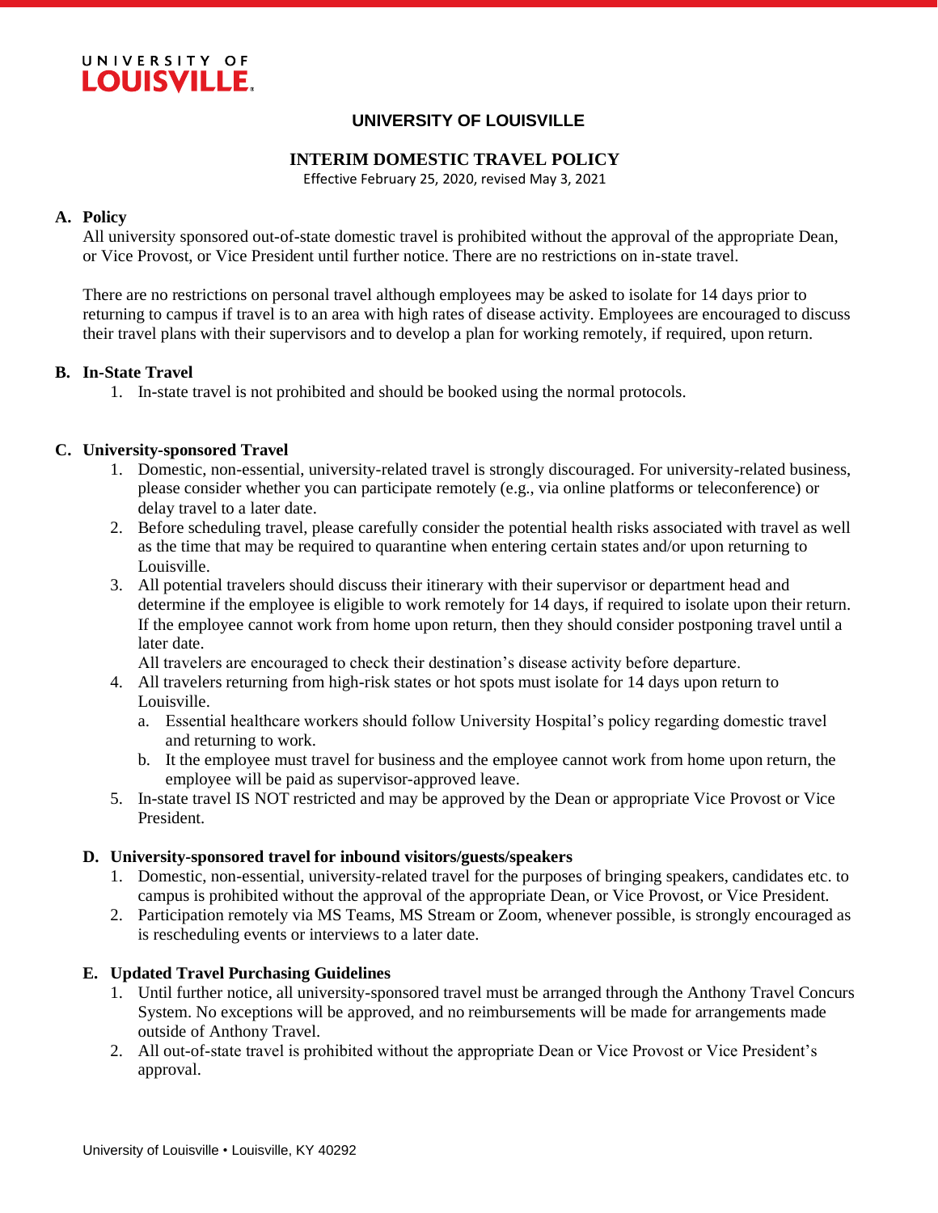UNIVERSITY OF
**LOUISVILLE**

# UNIVERSITY OF LOUISVILLE

## INTERIM DOMESTIC TRAVEL POLICY

Effective February 25, 2020, revised May 3, 2021

### A. Policy

All university sponsored out-of-state domestic travel is prohibited without the approval of the appropriate Dean, or Vice Provost, or Vice President until further notice. There are no restrictions on in-state travel.

There are no restrictions on personal travel although employees may be asked to isolate for 14 days prior to returning to campus if travel is to an area with high rates of disease activity. Employees are encouraged to discuss their travel plans with their supervisors and to develop a plan for working remotely, if required, upon return.

### B. In-State Travel

1. In-state travel is not prohibited and should be booked using the normal protocols.

### C. University-sponsored Travel

1. Domestic, non-essential, university-related travel is strongly discouraged. For university-related business, please consider whether you can participate remotely (e.g., via online platforms or teleconference) or delay travel to a later date.
2. Before scheduling travel, please carefully consider the potential health risks associated with travel as well as the time that may be required to quarantine when entering certain states and/or upon returning to Louisville.
3. All potential travelers should discuss their itinerary with their supervisor or department head and determine if the employee is eligible to work remotely for 14 days, if required to isolate upon their return. If the employee cannot work from home upon return, then they should consider postponing travel until a later date.
   All travelers are encouraged to check their destination's disease activity before departure.
4. All travelers returning from high-risk states or hot spots must isolate for 14 days upon return to Louisville.
   a. Essential healthcare workers should follow University Hospital's policy regarding domestic travel and returning to work.
   b. It the employee must travel for business and the employee cannot work from home upon return, the employee will be paid as supervisor-approved leave.
5. In-state travel IS NOT restricted and may be approved by the Dean or appropriate Vice Provost or Vice President.

### D. University-sponsored travel for inbound visitors/guests/speakers

1. Domestic, non-essential, university-related travel for the purposes of bringing speakers, candidates etc. to campus is prohibited without the approval of the appropriate Dean, or Vice Provost, or Vice President.
2. Participation remotely via MS Teams, MS Stream or Zoom, whenever possible, is strongly encouraged as is rescheduling events or interviews to a later date.

### E. Updated Travel Purchasing Guidelines

1. Until further notice, all university-sponsored travel must be arranged through the Anthony Travel Concurs System. No exceptions will be approved, and no reimbursements will be made for arrangements made outside of Anthony Travel.
2. All out-of-state travel is prohibited without the appropriate Dean or Vice Provost or Vice President's approval.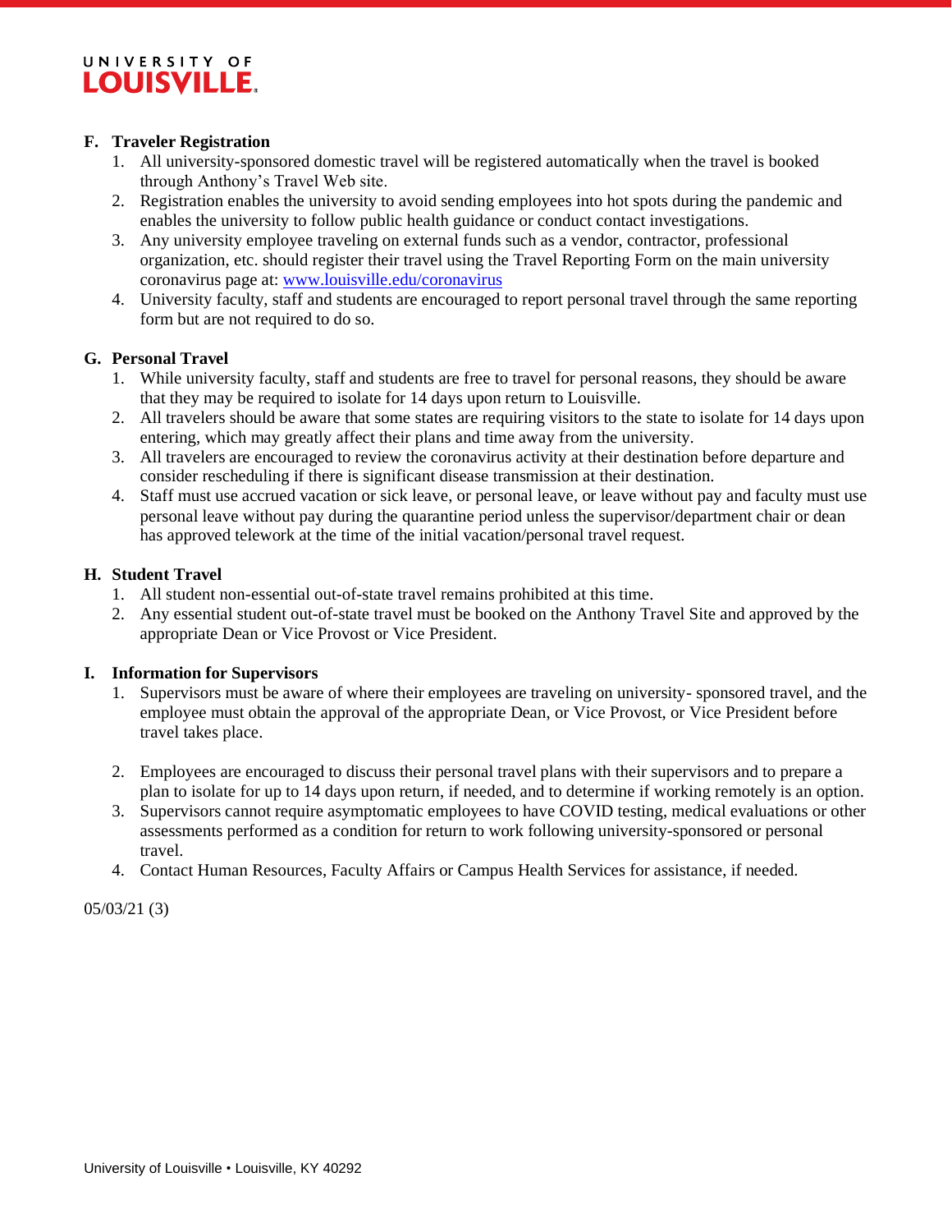**F. Traveler Registration**

1. All university-sponsored domestic travel will be registered automatically when the travel is booked through Anthony's Travel Web site.
2. Registration enables the university to avoid sending employees into hot spots during the pandemic and enables the university to follow public health guidance or conduct contact investigations.
3. Any university employee traveling on external funds such as a vendor, contractor, professional organization, etc. should register their travel using the Travel Reporting Form on the main university coronavirus page at: [www.louisville.edu/coronavirus](http://www.louisville.edu/coronavirus)
4. University faculty, staff and students are encouraged to report personal travel through the same reporting form but are not required to do so.

**G. Personal Travel**

1. While university faculty, staff and students are free to travel for personal reasons, they should be aware that they may be required to isolate for 14 days upon return to Louisville.
2. All travelers should be aware that some states are requiring visitors to the state to isolate for 14 days upon entering, which may greatly affect their plans and time away from the university.
3. All travelers are encouraged to review the coronavirus activity at their destination before departure and consider rescheduling if there is significant disease transmission at their destination.
4. Staff must use accrued vacation or sick leave, or personal leave, or leave without pay and faculty must use personal leave without pay during the quarantine period unless the supervisor/department chair or dean has approved telework at the time of the initial vacation/personal travel request.

**H. Student Travel**

1. All student non-essential out-of-state travel remains prohibited at this time.
2. Any essential student out-of-state travel must be booked on the Anthony Travel Site and approved by the appropriate Dean or Vice Provost or Vice President.

**I. Information for Supervisors**

1. Supervisors must be aware of where their employees are traveling on university- sponsored travel, and the employee must obtain the approval of the appropriate Dean, or Vice Provost, or Vice President before travel takes place.
2. Employees are encouraged to discuss their personal travel plans with their supervisors and to prepare a plan to isolate for up to 14 days upon return, if needed, and to determine if working remotely is an option.
3. Supervisors cannot require asymptomatic employees to have COVID testing, medical evaluations or other assessments performed as a condition for return to work following university-sponsored or personal travel.
4. Contact Human Resources, Faculty Affairs or Campus Health Services for assistance, if needed.

05/03/21 (3)